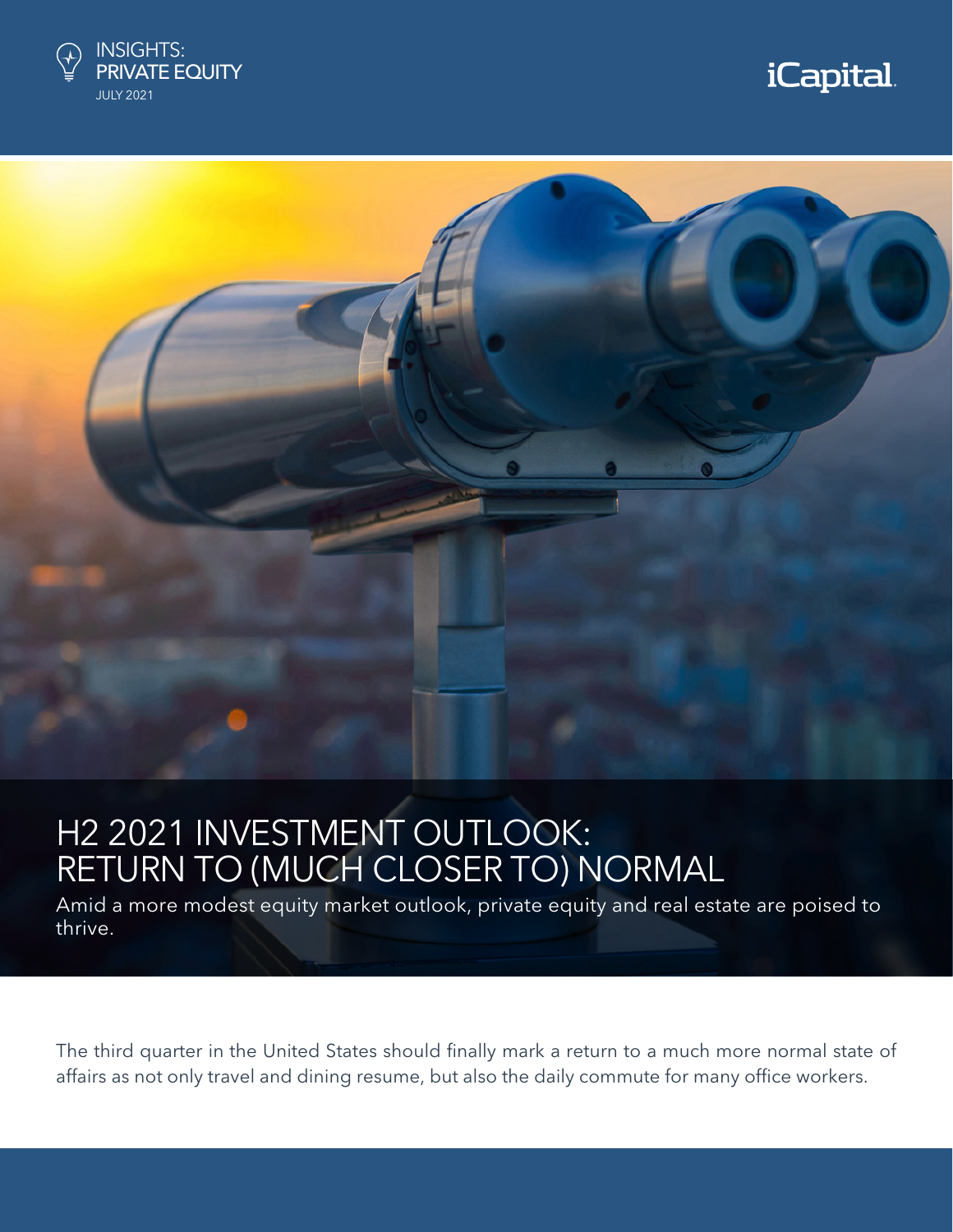INSIGHTS: PRIVATE EQUITY
JULY 2021

iCapital

# H2 2021 INVESTMENT OUTLOOK: RETURN TO (MUCH CLOSER TO) NORMAL

Amid a more modest equity market outlook, private equity and real estate are poised to thrive.

The third quarter in the United States should finally mark a return to a much more normal state of affairs as not only travel and dining resume, but also the daily commute for many office workers.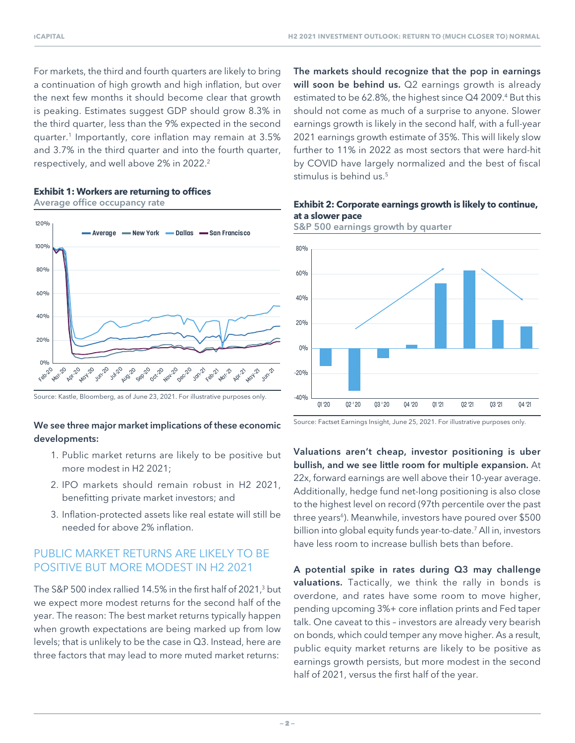For markets, the third and fourth quarters are likely to bring a continuation of high growth and high inflation, but over the next few months it should become clear that growth is peaking. Estimates suggest GDP should grow 8.3% in the third quarter, less than the 9% expected in the second quarter.[1] Importantly, core inflation may remain at 3.5% and 3.7% in the third quarter and into the fourth quarter, respectively, and well above 2% in 2022.[2]

**Exhibit 1: Workers are returning to offices**

Average office occupancy rate

Source: Kastle, Bloomberg, as of June 23, 2021. For illustrative purposes only.

**We see three major market implications of these economic developments:**

1. Public market returns are likely to be positive but more modest in H2 2021;
2. IPO markets should remain robust in H2 2021, benefitting private market investors; and
3. Inflation-protected assets like real estate will still be needed for above 2% inflation.

## PUBLIC MARKET RETURNS ARE LIKELY TO BE POSITIVE BUT MORE MODEST IN H2 2021

The S&P 500 index rallied 14.5% in the first half of 2021,[3] but we expect more modest returns for the second half of the year. The reason: The best market returns typically happen when growth expectations are being marked up from low levels; that is unlikely to be the case in Q3. Instead, here are three factors that may lead to more muted market returns:

**The markets should recognize that the pop in earnings will soon be behind us.** Q2 earnings growth is already estimated to be 62.8%, the highest since Q4 2009.[4] But this should not come as much of a surprise to anyone. Slower earnings growth is likely in the second half, with a full-year 2021 earnings growth estimate of 35%. This will likely slow further to 11% in 2022 as most sectors that were hard-hit by COVID have largely normalized and the best of fiscal stimulus is behind us.[5]

**Exhibit 2: Corporate earnings growth is likely to continue, at a slower pace**

S&P 500 earnings growth by quarter

Source: Factset Earnings Insight, June 25, 2021. For illustrative purposes only.

**Valuations aren't cheap, investor positioning is uber bullish, and we see little room for multiple expansion.** At 22x, forward earnings are well above their 10-year average. Additionally, hedge fund net-long positioning is also close to the highest level on record (97th percentile over the past three years[6]). Meanwhile, investors have poured over $500 billion into global equity funds year-to-date.[7] All in, investors have less room to increase bullish bets than before.

**A potential spike in rates during Q3 may challenge valuations.** Tactically, we think the rally in bonds is overdone, and rates have some room to move higher, pending upcoming 3%+ core inflation prints and Fed taper talk. One caveat to this – investors are already very bearish on bonds, which could temper any move higher. As a result, public equity market returns are likely to be positive as earnings growth persists, but more modest in the second half of 2021, versus the first half of the year.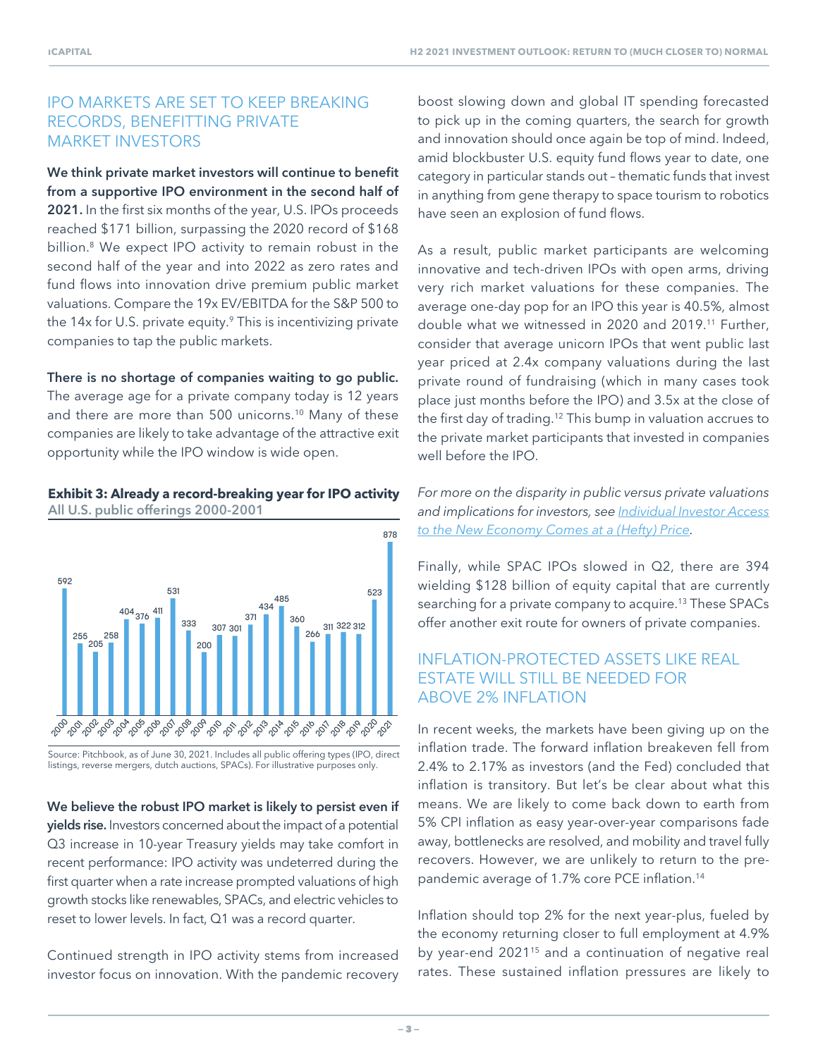## IPO MARKETS ARE SET TO KEEP BREAKING RECORDS, BENEFITTING PRIVATE MARKET INVESTORS

**We think private market investors will continue to benefit from a supportive IPO environment in the second half of 2021.** In the first six months of the year, U.S. IPOs proceeds reached $171 billion, surpassing the 2020 record of $168 billion.[8] We expect IPO activity to remain robust in the second half of the year and into 2022 as zero rates and fund flows into innovation drive premium public market valuations. Compare the 19x EV/EBITDA for the S&P 500 to the 14x for U.S. private equity.[9] This is incentivizing private companies to tap the public markets.

**There is no shortage of companies waiting to go public.** The average age for a private company today is 12 years and there are more than 500 unicorns.[10] Many of these companies are likely to take advantage of the attractive exit opportunity while the IPO window is wide open.

**Exhibit 3: Already a record-breaking year for IPO activity**
All U.S. public offerings 2000-2001

| Year | Offerings |
|---|---|
| 2000 | 592 |
| 2001 | 255 |
| 2002 | 205 |
| 2003 | 258 |
| 2004 | 404 |
| 2005 | 376 |
| 2006 | 411 |
| 2007 | 531 |
| 2008 | 333 |
| 2009 | 200 |
| 2010 | 307 |
| 2011 | 301 |
| 2012 | 371 |
| 2013 | 434 |
| 2014 | 485 |
| 2015 | 360 |
| 2016 | 266 |
| 2017 | 311 |
| 2018 | 322 |
| 2019 | 312 |
| 2020 | 523 |
| 2021 | 878 |

Source: Pitchbook, as of June 30, 2021. Includes all public offering types (IPO, direct listings, reverse mergers, dutch auctions, SPACs). For illustrative purposes only.

**We believe the robust IPO market is likely to persist even if yields rise.** Investors concerned about the impact of a potential Q3 increase in 10-year Treasury yields may take comfort in recent performance: IPO activity was undeterred during the first quarter when a rate increase prompted valuations of high growth stocks like renewables, SPACs, and electric vehicles to reset to lower levels. In fact, Q1 was a record quarter.

Continued strength in IPO activity stems from increased investor focus on innovation. With the pandemic recovery boost slowing down and global IT spending forecasted to pick up in the coming quarters, the search for growth and innovation should once again be top of mind. Indeed, amid blockbuster U.S. equity fund flows year to date, one category in particular stands out – thematic funds that invest in anything from gene therapy to space tourism to robotics have seen an explosion of fund flows.

As a result, public market participants are welcoming innovative and tech-driven IPOs with open arms, driving very rich market valuations for these companies. The average one-day pop for an IPO this year is 40.5%, almost double what we witnessed in 2020 and 2019.[11] Further, consider that average unicorn IPOs that went public last year priced at 2.4x company valuations during the last private round of fundraising (which in many cases took place just months before the IPO) and 3.5x at the close of the first day of trading.[12] This bump in valuation accrues to the private market participants that invested in companies well before the IPO.

*For more on the disparity in public versus private valuations and implications for investors, see Individual Investor Access to the New Economy Comes at a (Hefty) Price.*

Finally, while SPAC IPOs slowed in Q2, there are 394 wielding $128 billion of equity capital that are currently searching for a private company to acquire.[13] These SPACs offer another exit route for owners of private companies.

## INFLATION-PROTECTED ASSETS LIKE REAL ESTATE WILL STILL BE NEEDED FOR ABOVE 2% INFLATION

In recent weeks, the markets have been giving up on the inflation trade. The forward inflation breakeven fell from 2.4% to 2.17% as investors (and the Fed) concluded that inflation is transitory. But let's be clear about what this means. We are likely to come back down to earth from 5% CPI inflation as easy year-over-year comparisons fade away, bottlenecks are resolved, and mobility and travel fully recovers. However, we are unlikely to return to the pre-pandemic average of 1.7% core PCE inflation.[14]

Inflation should top 2% for the next year-plus, fueled by the economy returning closer to full employment at 4.9% by year-end 2021[15] and a continuation of negative real rates. These sustained inflation pressures are likely to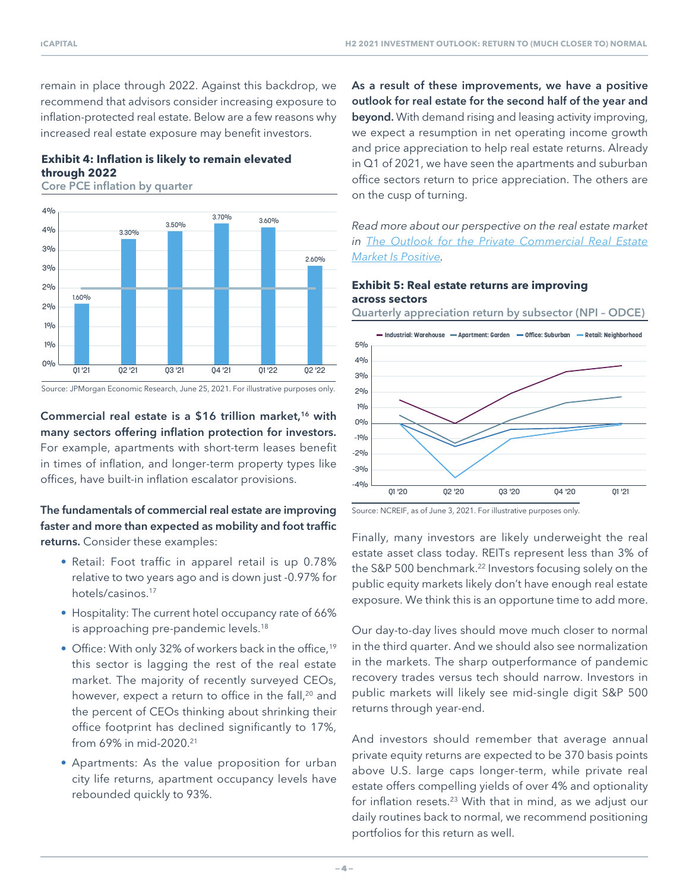remain in place through 2022. Against this backdrop, we recommend that advisors consider increasing exposure to inflation-protected real estate. Below are a few reasons why increased real estate exposure may benefit investors.

**Exhibit 4: Inflation is likely to remain elevated through 2022**

Core PCE inflation by quarter

| Quarter | Core PCE inflation |
|---|---|
| Q1 '21 | 1.60% |
| Q2 '21 | 3.30% |
| Q3 '21 | 3.50% |
| Q4 '21 | 3.70% |
| Q1 '22 | 3.60% |
| Q2 '22 | 2.60% |

Source: JPMorgan Economic Research, June 25, 2021. For illustrative purposes only.

**Commercial real estate is a $16 trillion market,[16] with many sectors offering inflation protection for investors.** For example, apartments with short-term leases benefit in times of inflation, and longer-term property types like offices, have built-in inflation escalator provisions.

**The fundamentals of commercial real estate are improving faster and more than expected as mobility and foot traffic returns.** Consider these examples:

- Retail: Foot traffic in apparel retail is up 0.78% relative to two years ago and is down just -0.97% for hotels/casinos.[17]
- Hospitality: The current hotel occupancy rate of 66% is approaching pre-pandemic levels.[18]
- Office: With only 32% of workers back in the office,[19] this sector is lagging the rest of the real estate market. The majority of recently surveyed CEOs, however, expect a return to office in the fall,[20] and the percent of CEOs thinking about shrinking their office footprint has declined significantly to 17%, from 69% in mid-2020.[21]
- Apartments: As the value proposition for urban city life returns, apartment occupancy levels have rebounded quickly to 93%.

**As a result of these improvements, we have a positive outlook for real estate for the second half of the year and beyond.** With demand rising and leasing activity improving, we expect a resumption in net operating income growth and price appreciation to help real estate returns. Already in Q1 of 2021, we have seen the apartments and suburban office sectors return to price appreciation. The others are on the cusp of turning.

*Read more about our perspective on the real estate market in [The Outlook for the Private Commercial Real Estate Market Is Positive](#).*

**Exhibit 5: Real estate returns are improving across sectors**

Quarterly appreciation return by subsector (NPI – ODCE)

Source: NCREIF, as of June 3, 2021. For illustrative purposes only.

Finally, many investors are likely underweight the real estate asset class today. REITs represent less than 3% of the S&P 500 benchmark.[22] Investors focusing solely on the public equity markets likely don't have enough real estate exposure. We think this is an opportune time to add more.

Our day-to-day lives should move much closer to normal in the third quarter. And we should also see normalization in the markets. The sharp outperformance of pandemic recovery trades versus tech should narrow. Investors in public markets will likely see mid-single digit S&P 500 returns through year-end.

And investors should remember that average annual private equity returns are expected to be 370 basis points above U.S. large caps longer-term, while private real estate offers compelling yields of over 4% and optionality for inflation resets.[23] With that in mind, as we adjust our daily routines back to normal, we recommend positioning portfolios for this return as well.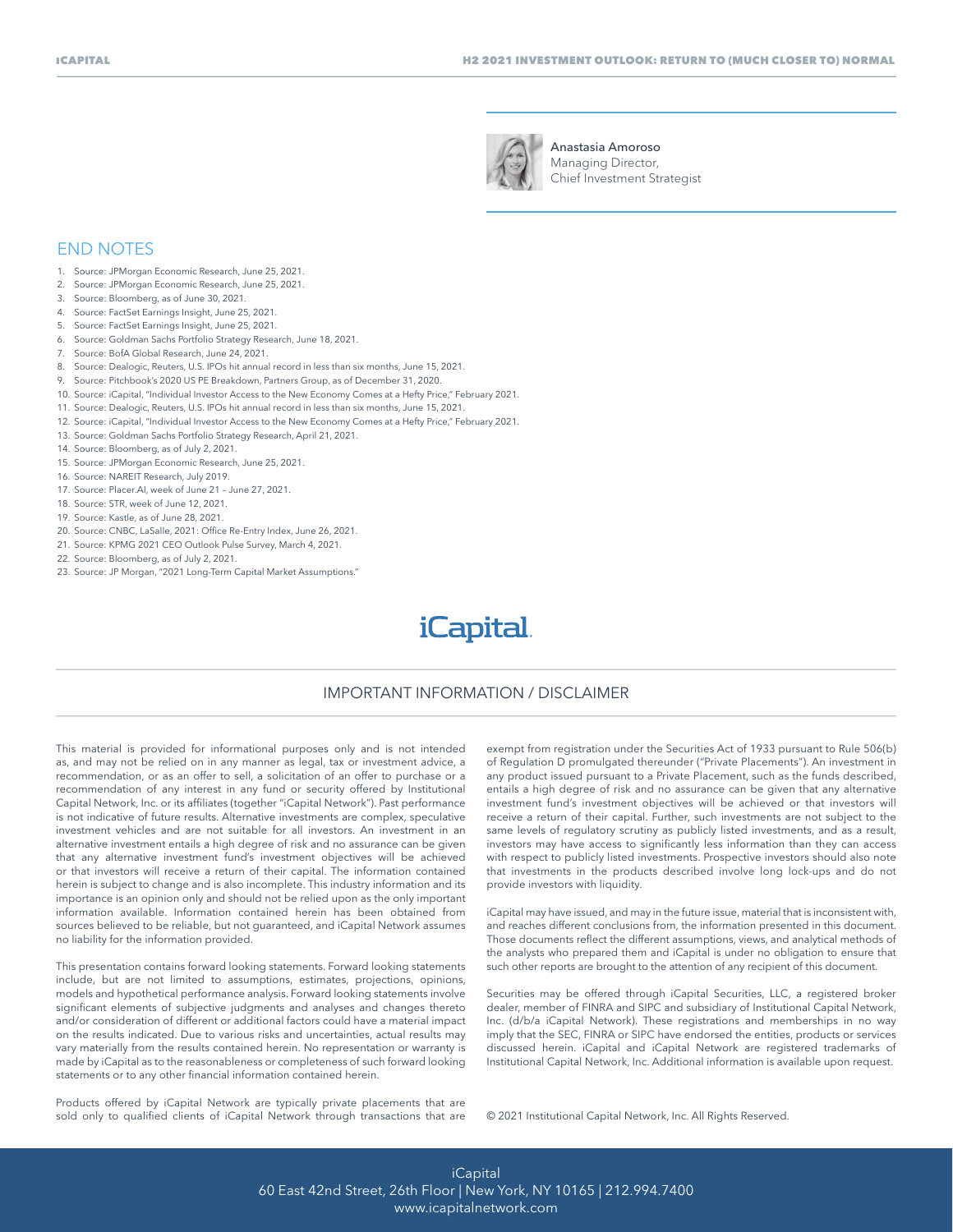Anastasia Amoroso
Managing Director,
Chief Investment Strategist

## END NOTES

1. Source: JPMorgan Economic Research, June 25, 2021.
2. Source: JPMorgan Economic Research, June 25, 2021.
3. Source: Bloomberg, as of June 30, 2021.
4. Source: FactSet Earnings Insight, June 25, 2021.
5. Source: FactSet Earnings Insight, June 25, 2021.
6. Source: Goldman Sachs Portfolio Strategy Research, June 18, 2021.
7. Source: BofA Global Research, June 24, 2021.
8. Source: Dealogic, Reuters, U.S. IPOs hit annual record in less than six months, June 15, 2021.
9. Source: Pitchbook's 2020 US PE Breakdown, Partners Group, as of December 31, 2020.
10. Source: iCapital, "Individual Investor Access to the New Economy Comes at a Hefty Price," February 2021.
11. Source: Dealogic, Reuters, U.S. IPOs hit annual record in less than six months, June 15, 2021.
12. Source: iCapital, "Individual Investor Access to the New Economy Comes at a Hefty Price," February 2021.
13. Source: Goldman Sachs Portfolio Strategy Research, April 21, 2021.
14. Source: Bloomberg, as of July 2, 2021.
15. Source: JPMorgan Economic Research, June 25, 2021.
16. Source: NAREIT Research, July 2019.
17. Source: Placer.AI, week of June 21 – June 27, 2021.
18. Source: STR, week of June 12, 2021.
19. Source: Kastle, as of June 28, 2021.
20. Source: CNBC, LaSalle, 2021: Office Re-Entry Index, June 26, 2021.
21. Source: KPMG 2021 CEO Outlook Pulse Survey, March 4, 2021.
22. Source: Bloomberg, as of July 2, 2021.
23. Source: JP Morgan, "2021 Long-Term Capital Market Assumptions."

iCapital.

## IMPORTANT INFORMATION / DISCLAIMER

This material is provided for informational purposes only and is not intended as, and may not be relied on in any manner as legal, tax or investment advice, a recommendation, or as an offer to sell, a solicitation of an offer to purchase or a recommendation of any interest in any fund or security offered by Institutional Capital Network, Inc. or its affiliates (together "iCapital Network"). Past performance is not indicative of future results. Alternative investments are complex, speculative investment vehicles and are not suitable for all investors. An investment in an alternative investment entails a high degree of risk and no assurance can be given that any alternative investment fund's investment objectives will be achieved or that investors will receive a return of their capital. The information contained herein is subject to change and is also incomplete. This industry information and its importance is an opinion only and should not be relied upon as the only important information available. Information contained herein has been obtained from sources believed to be reliable, but not guaranteed, and iCapital Network assumes no liability for the information provided.

This presentation contains forward looking statements. Forward looking statements include, but are not limited to assumptions, estimates, projections, opinions, models and hypothetical performance analysis. Forward looking statements involve significant elements of subjective judgments and analyses and changes thereto and/or consideration of different or additional factors could have a material impact on the results indicated. Due to various risks and uncertainties, actual results may vary materially from the results contained herein. No representation or warranty is made by iCapital as to the reasonableness or completeness of such forward looking statements or to any other financial information contained herein.

Products offered by iCapital Network are typically private placements that are sold only to qualified clients of iCapital Network through transactions that are exempt from registration under the Securities Act of 1933 pursuant to Rule 506(b) of Regulation D promulgated thereunder ("Private Placements"). An investment in any product issued pursuant to a Private Placement, such as the funds described, entails a high degree of risk and no assurance can be given that any alternative investment fund's investment objectives will be achieved or that investors will receive a return of their capital. Further, such investments are not subject to the same levels of regulatory scrutiny as publicly listed investments, and as a result, investors may have access to significantly less information than they can access with respect to publicly listed investments. Prospective investors should also note that investments in the products described involve long lock-ups and do not provide investors with liquidity.

iCapital may have issued, and may in the future issue, material that is inconsistent with, and reaches different conclusions from, the information presented in this document. Those documents reflect the different assumptions, views, and analytical methods of the analysts who prepared them and iCapital is under no obligation to ensure that such other reports are brought to the attention of any recipient of this document.

Securities may be offered through iCapital Securities, LLC, a registered broker dealer, member of FINRA and SIPC and subsidiary of Institutional Capital Network, Inc. (d/b/a iCapital Network). These registrations and memberships in no way imply that the SEC, FINRA or SIPC have endorsed the entities, products or services discussed herein. iCapital and iCapital Network are registered trademarks of Institutional Capital Network, Inc. Additional information is available upon request.

© 2021 Institutional Capital Network, Inc. All Rights Reserved.

iCapital
60 East 42nd Street, 26th Floor | New York, NY 10165 | 212.994.7400
www.icapitalnetwork.com